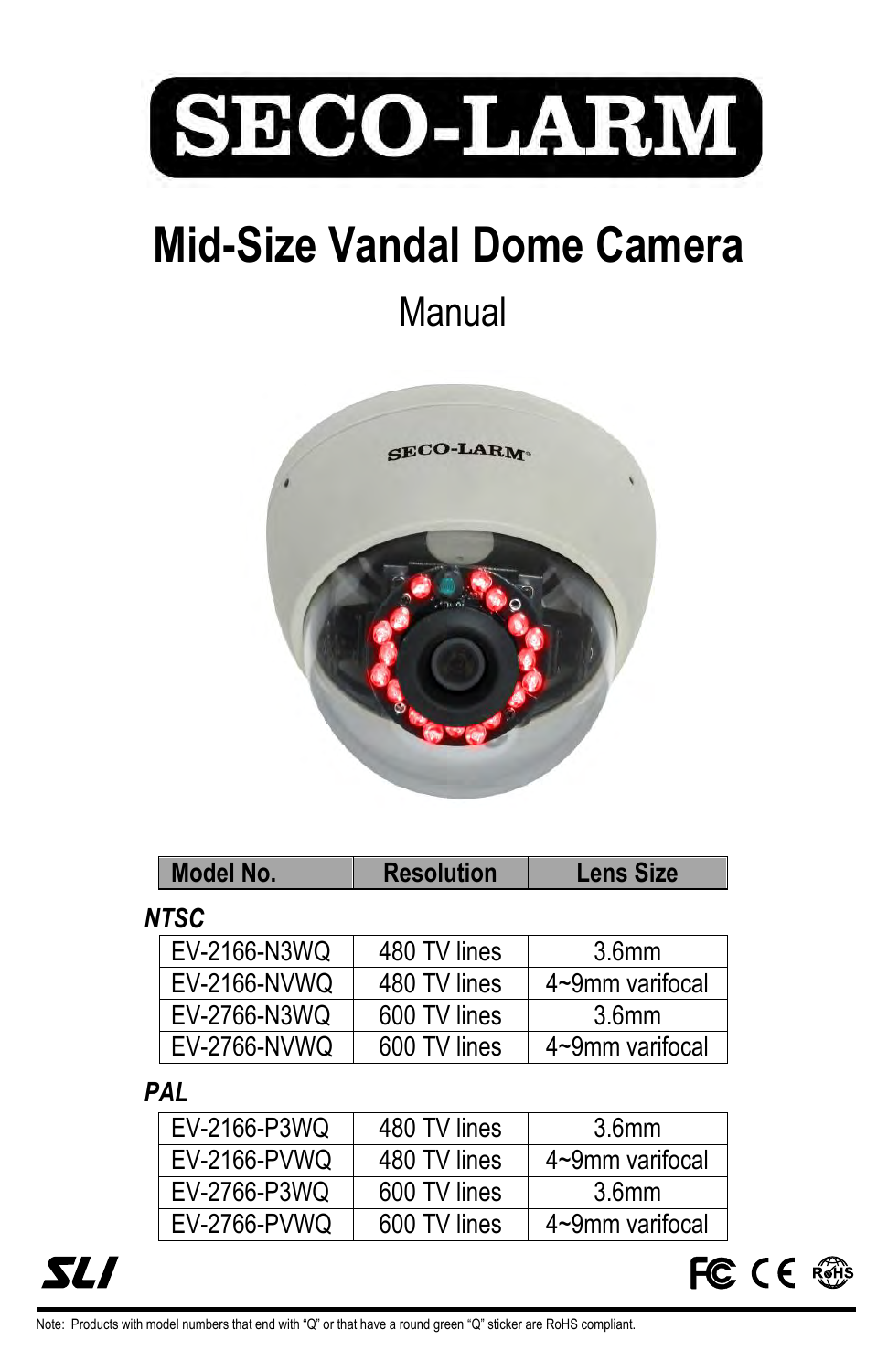# SECO-LARM

# Mid-Size Vandal Dome Camera

## Manual

| Model No. | Resolution | Lens Size |
|---|---|---|
| ***NTSC*** | | |
| EV-2166-N3WQ | 480 TV lines | 3.6mm |
| EV-2166-NVWQ | 480 TV lines | 4~9mm varifocal |
| EV-2766-N3WQ | 600 TV lines | 3.6mm |
| EV-2766-NVWQ | 600 TV lines | 4~9mm varifocal |
| ***PAL*** | | |
| EV-2166-P3WQ | 480 TV lines | 3.6mm |
| EV-2166-PVWQ | 480 TV lines | 4~9mm varifocal |
| EV-2766-P3WQ | 600 TV lines | 3.6mm |
| EV-2766-PVWQ | 600 TV lines | 4~9mm varifocal |

Note: Products with model numbers that end with "Q" or that have a round green "Q" sticker are RoHS compliant.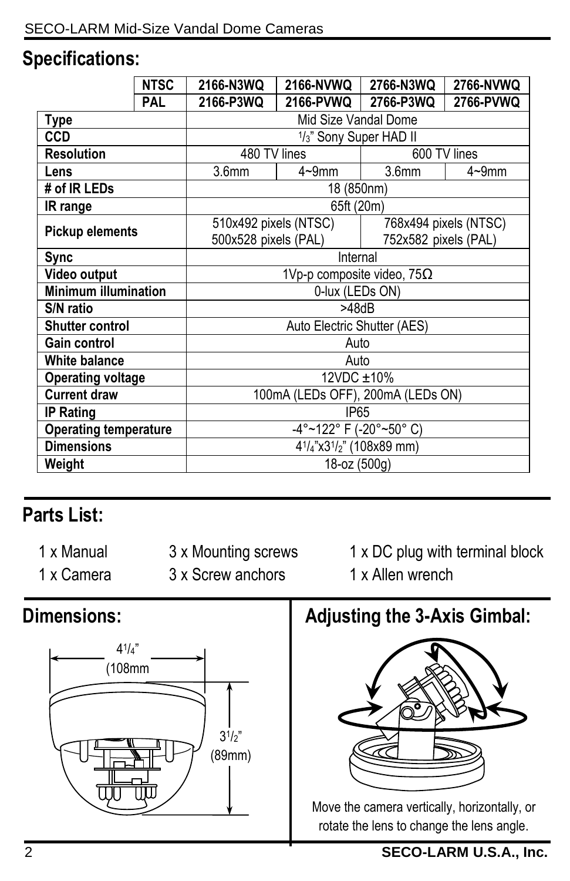## Specifications:

| | NTSC | 2166-N3WQ | 2166-NVWQ | 2766-N3WQ | 2766-NVWQ |
|---|---|---|---|---|---|
| | PAL | 2166-P3WQ | 2166-PVWQ | 2766-P3WQ | 2766-PVWQ |
| Type | | Mid Size Vandal Dome | | | |
| CCD | | 1/3" Sony Super HAD II | | | |
| Resolution | | 480 TV lines | | 600 TV lines | |
| Lens | | 3.6mm | 4~9mm | 3.6mm | 4~9mm |
| # of IR LEDs | | 18 (850nm) | | | |
| IR range | | 65ft (20m) | | | |
| Pickup elements | | 510x492 pixels (NTSC) 500x528 pixels (PAL) | | 768x494 pixels (NTSC) 752x582 pixels (PAL) | |
| Sync | | Internal | | | |
| Video output | | 1Vp-p composite video, 75Ω | | | |
| Minimum illumination | | 0-lux (LEDs ON) | | | |
| S/N ratio | | >48dB | | | |
| Shutter control | | Auto Electric Shutter (AES) | | | |
| Gain control | | Auto | | | |
| White balance | | Auto | | | |
| Operating voltage | | 12VDC ±10% | | | |
| Current draw | | 100mA (LEDs OFF), 200mA (LEDs ON) | | | |
| IP Rating | | IP65 | | | |
| Operating temperature | | -4°~122° F (-20°~50° C) | | | |
| Dimensions | | 4¼"x3½" (108x89 mm) | | | |
| Weight | | 18-oz (500g) | | | |

## Parts List:

- 1 x Manual
- 1 x Camera
- 3 x Mounting screws
- 3 x Screw anchors
- 1 x DC plug with terminal block
- 1 x Allen wrench

## Dimensions:

4¼" (108mm

3½" (89mm)

## Adjusting the 3-Axis Gimbal:

Move the camera vertically, horizontally, or rotate the lens to change the lens angle.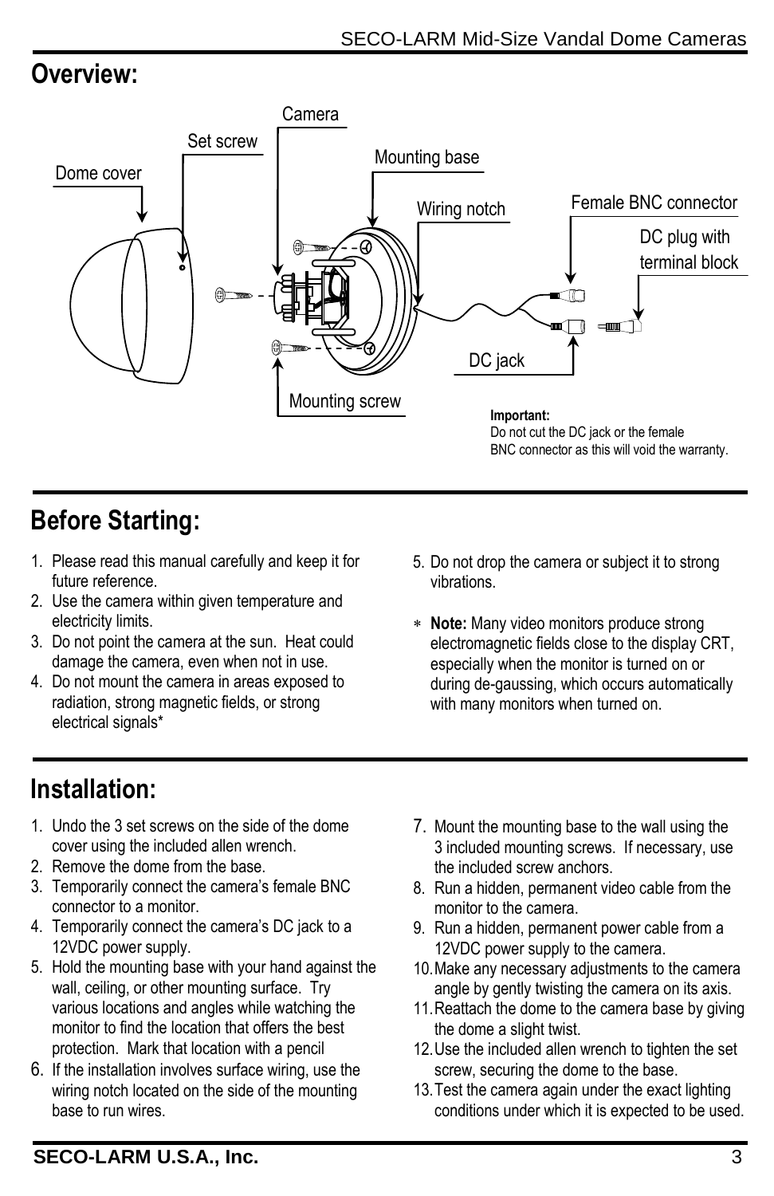## Overview:

Dome cover
Set screw
Camera
Mounting base
Wiring notch
Female BNC connector
DC plug with terminal block
DC jack
Mounting screw

**Important:**
Do not cut the DC jack or the female BNC connector as this will void the warranty.

## Before Starting:

1. Please read this manual carefully and keep it for future reference.
2. Use the camera within given temperature and electricity limits.
3. Do not point the camera at the sun. Heat could damage the camera, even when not in use.
4. Do not mount the camera in areas exposed to radiation, strong magnetic fields, or strong electrical signals*
5. Do not drop the camera or subject it to strong vibrations.

\* **Note:** Many video monitors produce strong electromagnetic fields close to the display CRT, especially when the monitor is turned on or during de-gaussing, which occurs automatically with many monitors when turned on.

## Installation:

1. Undo the 3 set screws on the side of the dome cover using the included allen wrench.
2. Remove the dome from the base.
3. Temporarily connect the camera's female BNC connector to a monitor.
4. Temporarily connect the camera's DC jack to a 12VDC power supply.
5. Hold the mounting base with your hand against the wall, ceiling, or other mounting surface. Try various locations and angles while watching the monitor to find the location that offers the best protection. Mark that location with a pencil
6. If the installation involves surface wiring, use the wiring notch located on the side of the mounting base to run wires.
7. Mount the mounting base to the wall using the 3 included mounting screws. If necessary, use the included screw anchors.
8. Run a hidden, permanent video cable from the monitor to the camera.
9. Run a hidden, permanent power cable from a 12VDC power supply to the camera.
10. Make any necessary adjustments to the camera angle by gently twisting the camera on its axis.
11. Reattach the dome to the camera base by giving the dome a slight twist.
12. Use the included allen wrench to tighten the set screw, securing the dome to the base.
13. Test the camera again under the exact lighting conditions under which it is expected to be used.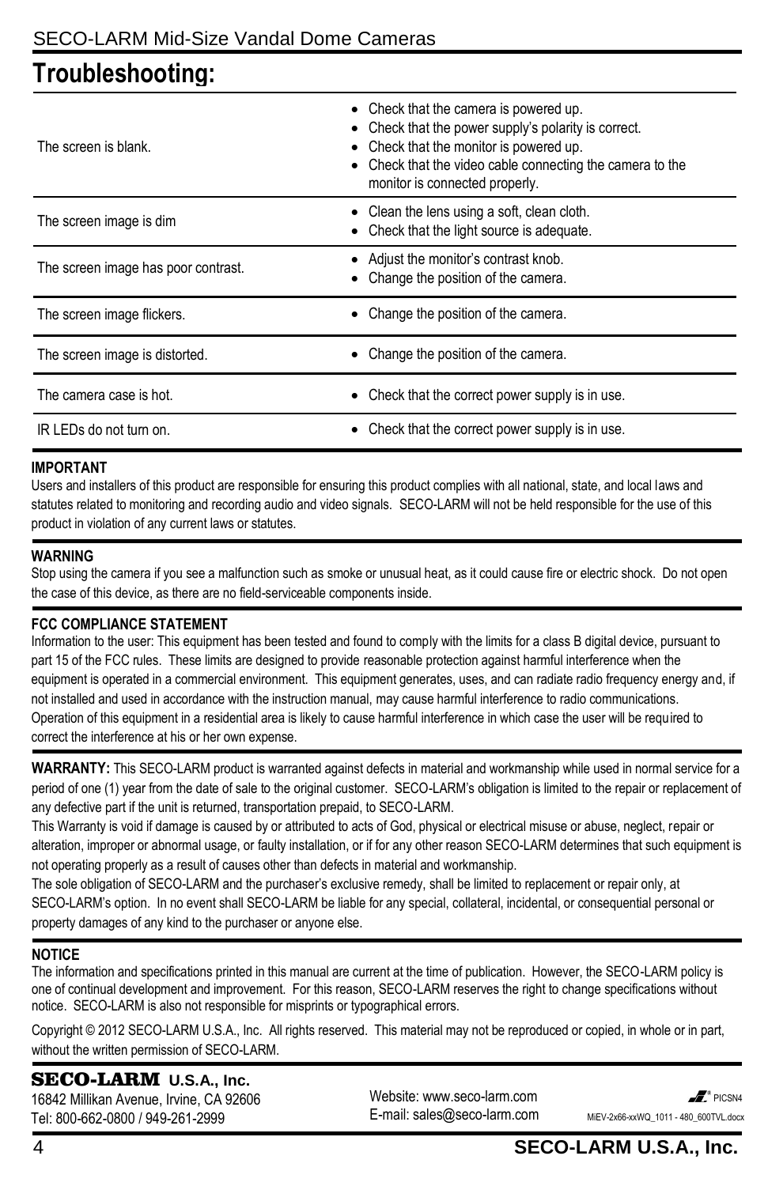## Troubleshooting:

| | |
|---|---|
| The screen is blank. | • Check that the camera is powered up.<br>• Check that the power supply's polarity is correct.<br>• Check that the monitor is powered up.<br>• Check that the video cable connecting the camera to the monitor is connected properly. |
| The screen image is dim | • Clean the lens using a soft, clean cloth.<br>• Check that the light source is adequate. |
| The screen image has poor contrast. | • Adjust the monitor's contrast knob.<br>• Change the position of the camera. |
| The screen image flickers. | • Change the position of the camera. |
| The screen image is distorted. | • Change the position of the camera. |
| The camera case is hot. | • Check that the correct power supply is in use. |
| IR LEDs do not turn on. | • Check that the correct power supply is in use. |

**IMPORTANT**

Users and installers of this product are responsible for ensuring this product complies with all national, state, and local laws and statutes related to monitoring and recording audio and video signals. SECO-LARM will not be held responsible for the use of this product in violation of any current laws or statutes.

**WARNING**

Stop using the camera if you see a malfunction such as smoke or unusual heat, as it could cause fire or electric shock. Do not open the case of this device, as there are no field-serviceable components inside.

**FCC COMPLIANCE STATEMENT**

Information to the user: This equipment has been tested and found to comply with the limits for a class B digital device, pursuant to part 15 of the FCC rules. These limits are designed to provide reasonable protection against harmful interference when the equipment is operated in a commercial environment. This equipment generates, uses, and can radiate radio frequency energy and, if not installed and used in accordance with the instruction manual, may cause harmful interference to radio communications. Operation of this equipment in a residential area is likely to cause harmful interference in which case the user will be required to correct the interference at his or her own expense.

**WARRANTY:** This SECO-LARM product is warranted against defects in material and workmanship while used in normal service for a period of one (1) year from the date of sale to the original customer. SECO-LARM's obligation is limited to the repair or replacement of any defective part if the unit is returned, transportation prepaid, to SECO-LARM.
This Warranty is void if damage is caused by or attributed to acts of God, physical or electrical misuse or abuse, neglect, repair or alteration, improper or abnormal usage, or faulty installation, or if for any other reason SECO-LARM determines that such equipment is not operating properly as a result of causes other than defects in material and workmanship.
The sole obligation of SECO-LARM and the purchaser's exclusive remedy, shall be limited to replacement or repair only, at SECO-LARM's option. In no event shall SECO-LARM be liable for any special, collateral, incidental, or consequential personal or property damages of any kind to the purchaser or anyone else.

**NOTICE**

The information and specifications printed in this manual are current at the time of publication. However, the SECO-LARM policy is one of continual development and improvement. For this reason, SECO-LARM reserves the right to change specifications without notice. SECO-LARM is also not responsible for misprints or typographical errors.

Copyright © 2012 SECO-LARM U.S.A., Inc. All rights reserved. This material may not be reproduced or copied, in whole or in part, without the written permission of SECO-LARM.

**SECO-LARM U.S.A., Inc.**
16842 Millikan Avenue, Irvine, CA 92606
Tel: 800-662-0800 / 949-261-2999

Website: www.seco-larm.com
E-mail: sales@seco-larm.com

PICSN4
MiEV-2x66-xxWQ_1011 - 480_600TVL.docx